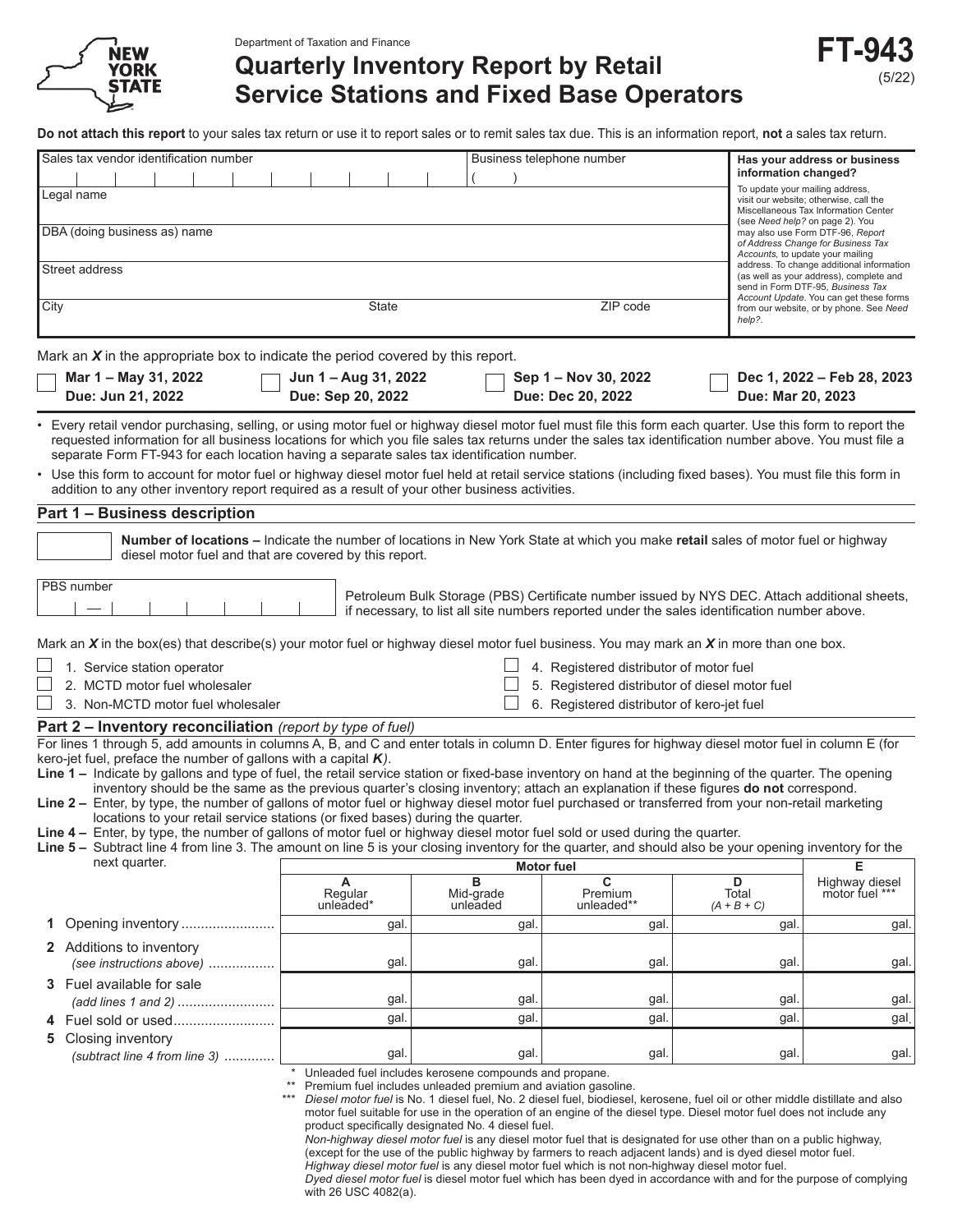Department of Taxation and Finance

# Quarterly Inventory Report by Retail Service Stations and Fixed Base Operators

**FT-943** (5/22)

**Do not attach this report** to your sales tax return or use it to report sales or to remit sales tax due. This is an information report, **not** a sales tax return.

| Sales tax vendor identification number | Business telephone number ( ) |
|---|---|
| Legal name | |
| DBA (doing business as) name | |
| Street address | |
| City | State | ZIP code |

**Has your address or business information changed?**

To update your mailing address, visit our website; otherwise, call the Miscellaneous Tax Information Center (see *Need help?* on page 2). You may also use Form DTF-96, *Report of Address Change for Business Tax Accounts,* to update your mailing address. To change additional information (as well as your address), complete and send in Form DTF-95, *Business Tax Account Update*. You can get these forms from our website, or by phone. See *Need help?*.

Mark an ***X*** in the appropriate box to indicate the period covered by this report.

- ☐ **Mar 1 – May 31, 2022 Due: Jun 21, 2022**
- ☐ **Jun 1 – Aug 31, 2022 Due: Sep 20, 2022**
- ☐ **Sep 1 – Nov 30, 2022 Due: Dec 20, 2022**
- ☐ **Dec 1, 2022 – Feb 28, 2023 Due: Mar 20, 2023**

- Every retail vendor purchasing, selling, or using motor fuel or highway diesel motor fuel must file this form each quarter. Use this form to report the requested information for all business locations for which you file sales tax returns under the sales tax identification number above. You must file a separate Form FT-943 for each location having a separate sales tax identification number.
- Use this form to account for motor fuel or highway diesel motor fuel held at retail service stations (including fixed bases). You must file this form in addition to any other inventory report required as a result of your other business activities.

## Part 1 – Business description

☐ **Number of locations –** Indicate the number of locations in New York State at which you make **retail** sales of motor fuel or highway diesel motor fuel and that are covered by this report.

PBS number ___ — ___

Petroleum Bulk Storage (PBS) Certificate number issued by NYS DEC. Attach additional sheets, if necessary, to list all site numbers reported under the sales identification number above.

Mark an ***X*** in the box(es) that describe(s) your motor fuel or highway diesel motor fuel business. You may mark an ***X*** in more than one box.

- ☐ 1. Service station operator
- ☐ 2. MCTD motor fuel wholesaler
- ☐ 3. Non-MCTD motor fuel wholesaler
- ☐ 4. Registered distributor of motor fuel
- ☐ 5. Registered distributor of diesel motor fuel
- ☐ 6. Registered distributor of kero-jet fuel

## Part 2 – Inventory reconciliation *(report by type of fuel)*

For lines 1 through 5, add amounts in columns A, B, and C and enter totals in column D. Enter figures for highway diesel motor fuel in column E (for kero-jet fuel, preface the number of gallons with a capital ***K***).

**Line 1 –** Indicate by gallons and type of fuel, the retail service station or fixed-base inventory on hand at the beginning of the quarter. The opening inventory should be the same as the previous quarter's closing inventory; attach an explanation if these figures **do not** correspond.

**Line 2 –** Enter, by type, the number of gallons of motor fuel or highway diesel motor fuel purchased or transferred from your non-retail marketing locations to your retail service stations (or fixed bases) during the quarter.

**Line 4 –** Enter, by type, the number of gallons of motor fuel or highway diesel motor fuel sold or used during the quarter.

**Line 5 –** Subtract line 4 from line 3. The amount on line 5 is your closing inventory for the quarter, and should also be your opening inventory for the next quarter.

| | Motor fuel | | | | E |
|---|---|---|---|---|---|
| | A Regular unleaded* | B Mid-grade unleaded | C Premium unleaded** | D Total *(A + B + C)* | Highway diesel motor fuel *** |
| **1** Opening inventory | gal. | gal. | gal. | gal. | gal. |
| **2** Additions to inventory *(see instructions above)* | gal. | gal. | gal. | gal. | gal. |
| **3** Fuel available for sale *(add lines 1 and 2)* | gal. | gal. | gal. | gal. | gal. |
| **4** Fuel sold or used | gal. | gal. | gal. | gal. | gal. |
| **5** Closing inventory *(subtract line 4 from line 3)* | gal. | gal. | gal. | gal. | gal. |

\* Unleaded fuel includes kerosene compounds and propane.

\** Premium fuel includes unleaded premium and aviation gasoline.

\*** *Diesel motor fuel* is No. 1 diesel fuel, No. 2 diesel fuel, biodiesel, kerosene, fuel oil or other middle distillate and also motor fuel suitable for use in the operation of an engine of the diesel type. Diesel motor fuel does not include any product specifically designated No. 4 diesel fuel.

*Non-highway diesel motor fuel* is any diesel motor fuel that is designated for use other than on a public highway, (except for the use of the public highway by farmers to reach adjacent lands) and is dyed diesel motor fuel.

*Highway diesel motor fuel* is any diesel motor fuel which is not non-highway diesel motor fuel.

*Dyed diesel motor fuel* is diesel motor fuel which has been dyed in accordance with and for the purpose of complying with 26 USC 4082(a).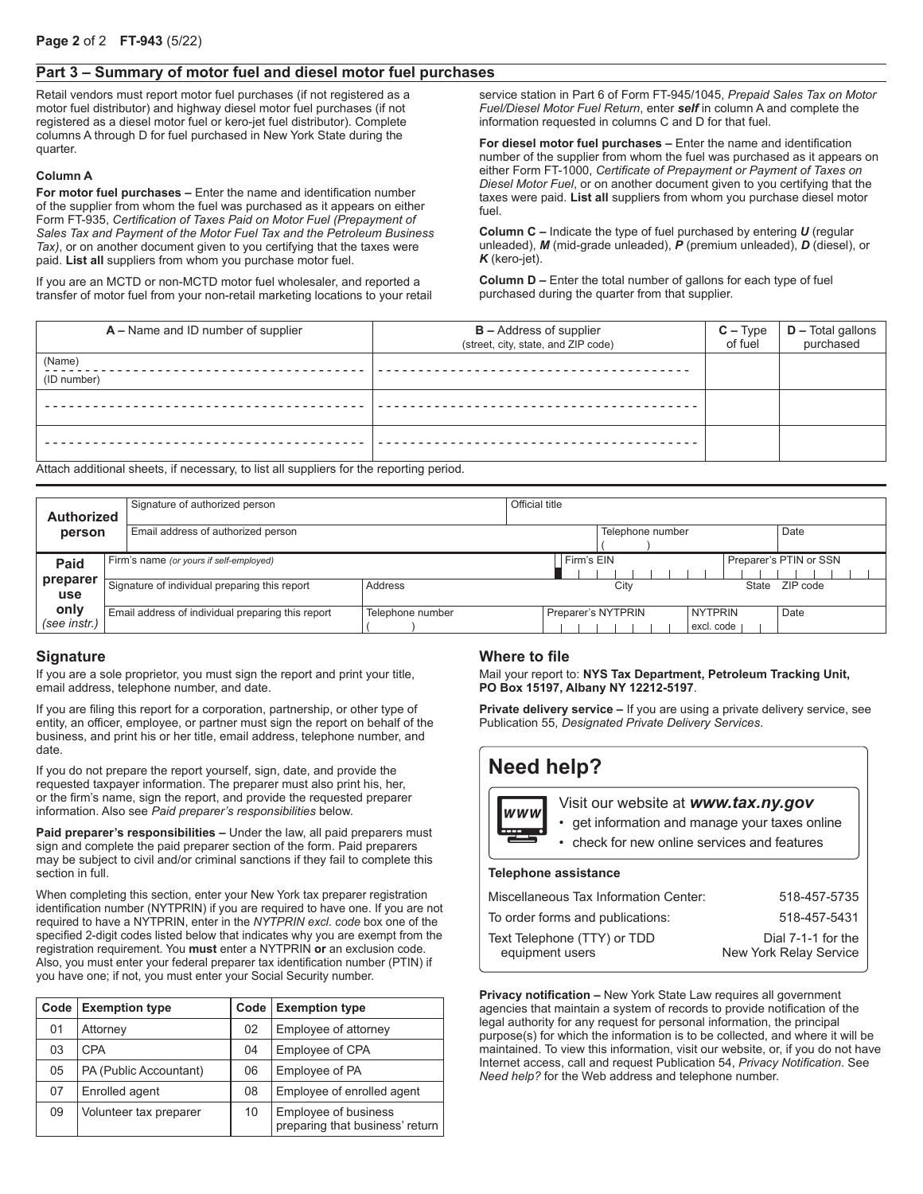## Part 3 – Summary of motor fuel and diesel motor fuel purchases

Retail vendors must report motor fuel purchases (if not registered as a motor fuel distributor) and highway diesel motor fuel purchases (if not registered as a diesel motor fuel or kero-jet fuel distributor). Complete columns A through D for fuel purchased in New York State during the quarter.

**Column A**

**For motor fuel purchases –** Enter the name and identification number of the supplier from whom the fuel was purchased as it appears on either Form FT-935, *Certification of Taxes Paid on Motor Fuel (Prepayment of Sales Tax and Payment of the Motor Fuel Tax and the Petroleum Business Tax)*, or on another document given to you certifying that the taxes were paid. **List all** suppliers from whom you purchase motor fuel.

If you are an MCTD or non-MCTD motor fuel wholesaler, and reported a transfer of motor fuel from your non-retail marketing locations to your retail service station in Part 6 of Form FT-945/1045, *Prepaid Sales Tax on Motor Fuel/Diesel Motor Fuel Return*, enter ***self*** in column A and complete the information requested in columns C and D for that fuel.

**For diesel motor fuel purchases –** Enter the name and identification number of the supplier from whom the fuel was purchased as it appears on either Form FT-1000, *Certificate of Prepayment or Payment of Taxes on Diesel Motor Fuel*, or on another document given to you certifying that the taxes were paid. **List all** suppliers from whom you purchase diesel motor fuel.

**Column C –** Indicate the type of fuel purchased by entering ***U*** (regular unleaded), ***M*** (mid-grade unleaded), ***P*** (premium unleaded), ***D*** (diesel), or ***K*** (kero-jet).

**Column D –** Enter the total number of gallons for each type of fuel purchased during the quarter from that supplier.

| **A –** Name and ID number of supplier | **B –** Address of supplier (street, city, state, and ZIP code) | **C –** Type of fuel | **D –** Total gallons purchased |
|---|---|---|---|
| (Name) / (ID number) | | | |
| | | | |
| | | | |

Attach additional sheets, if necessary, to list all suppliers for the reporting period.

| | | | | | |
|---|---|---|---|---|---|
| **Authorized person** | Signature of authorized person | | Official title | | |
| | Email address of authorized person | | Telephone number ( ) | | Date |
| **Paid preparer use only** *(see instr.)* | Firm's name *(or yours if self-employed)* | | Firm's EIN | | Preparer's PTIN or SSN |
| | Signature of individual preparing this report | Address | City | State | ZIP code |
| | Email address of individual preparing this report | Telephone number ( ) | Preparer's NYTPRIN | NYTPRIN excl. code | Date |

### Signature

If you are a sole proprietor, you must sign the report and print your title, email address, telephone number, and date.

If you are filing this report for a corporation, partnership, or other type of entity, an officer, employee, or partner must sign the report on behalf of the business, and print his or her title, email address, telephone number, and date.

If you do not prepare the report yourself, sign, date, and provide the requested taxpayer information. The preparer must also print his, her, or the firm's name, sign the report, and provide the requested preparer information. Also see *Paid preparer's responsibilities* below.

**Paid preparer's responsibilities –** Under the law, all paid preparers must sign and complete the paid preparer section of the form. Paid preparers may be subject to civil and/or criminal sanctions if they fail to complete this section in full.

When completing this section, enter your New York tax preparer registration identification number (NYTPRIN) if you are required to have one. If you are not required to have a NYTPRIN, enter in the *NYTPRIN excl. code* box one of the specified 2-digit codes listed below that indicates why you are exempt from the registration requirement. You **must** enter a NYTPRIN **or** an exclusion code. Also, you must enter your federal preparer tax identification number (PTIN) if you have one; if not, you must enter your Social Security number.

| Code | Exemption type | Code | Exemption type |
|---|---|---|---|
| 01 | Attorney | 02 | Employee of attorney |
| 03 | CPA | 04 | Employee of CPA |
| 05 | PA (Public Accountant) | 06 | Employee of PA |
| 07 | Enrolled agent | 08 | Employee of enrolled agent |
| 09 | Volunteer tax preparer | 10 | Employee of business preparing that business' return |

### Where to file

Mail your report to: **NYS Tax Department, Petroleum Tracking Unit, PO Box 15197, Albany NY 12212-5197**.

**Private delivery service –** If you are using a private delivery service, see Publication 55, *Designated Private Delivery Services*.

## Need help?

Visit our website at ***www.tax.ny.gov***
- get information and manage your taxes online
- check for new online services and features

**Telephone assistance**

| | |
|---|---|
| Miscellaneous Tax Information Center: | 518-457-5735 |
| To order forms and publications: | 518-457-5431 |
| Text Telephone (TTY) or TDD equipment users | Dial 7-1-1 for the New York Relay Service |

**Privacy notification –** New York State Law requires all government agencies that maintain a system of records to provide notification of the legal authority for any request for personal information, the principal purpose(s) for which the information is to be collected, and where it will be maintained. To view this information, visit our website, or, if you do not have Internet access, call and request Publication 54, *Privacy Notification*. See *Need help?* for the Web address and telephone number.